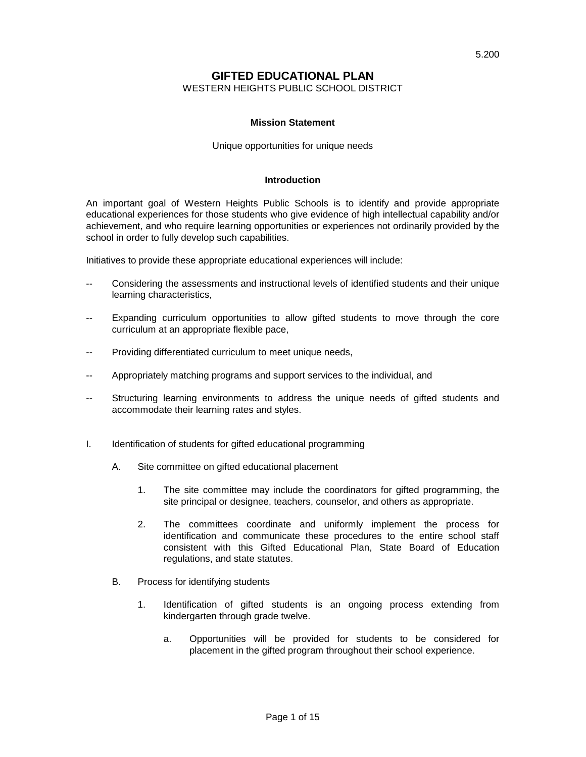5.200

# GIFTED EDUCATIONAL PLAN

WESTERN HEIGHTS PUBLIC SCHOOL DISTRICT

**Mission Statement**

Unique opportunities for unique needs

**Introduction**

An important goal of Western Heights Public Schools is to identify and provide appropriate educational experiences for those students who give evidence of high intellectual capability and/or achievement, and who require learning opportunities or experiences not ordinarily provided by the school in order to fully develop such capabilities.

Initiatives to provide these appropriate educational experiences will include:

-- Considering the assessments and instructional levels of identified students and their unique learning characteristics,

-- Expanding curriculum opportunities to allow gifted students to move through the core curriculum at an appropriate flexible pace,

-- Providing differentiated curriculum to meet unique needs,

-- Appropriately matching programs and support services to the individual, and

-- Structuring learning environments to address the unique needs of gifted students and accommodate their learning rates and styles.

I. Identification of students for gifted educational programming

   A. Site committee on gifted educational placement

      1. The site committee may include the coordinators for gifted programming, the site principal or designee, teachers, counselor, and others as appropriate.

      2. The committees coordinate and uniformly implement the process for identification and communicate these procedures to the entire school staff consistent with this Gifted Educational Plan, State Board of Education regulations, and state statutes.

   B. Process for identifying students

      1. Identification of gifted students is an ongoing process extending from kindergarten through grade twelve.

         a. Opportunities will be provided for students to be considered for placement in the gifted program throughout their school experience.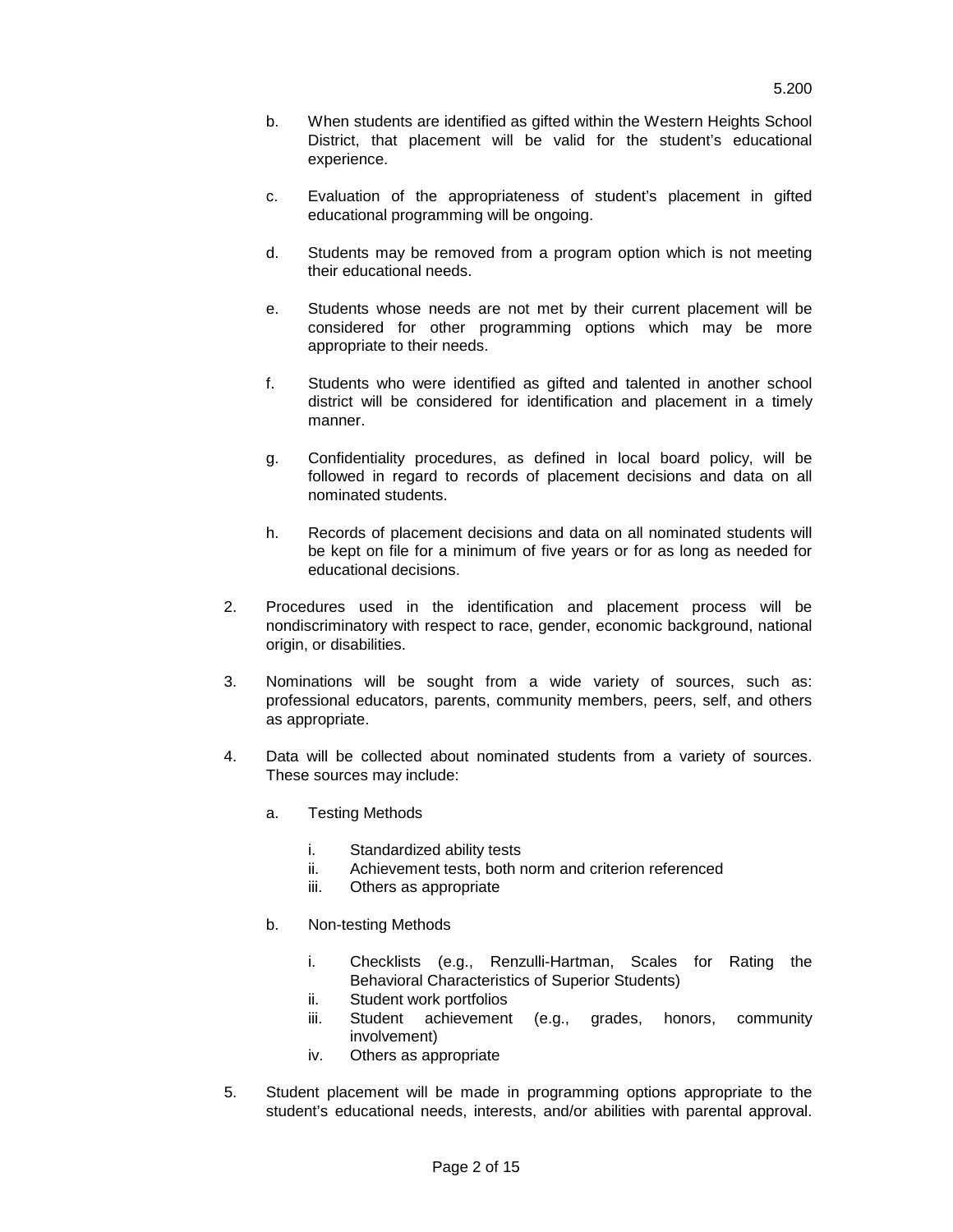b. When students are identified as gifted within the Western Heights School District, that placement will be valid for the student's educational experience.

c. Evaluation of the appropriateness of student's placement in gifted educational programming will be ongoing.

d. Students may be removed from a program option which is not meeting their educational needs.

e. Students whose needs are not met by their current placement will be considered for other programming options which may be more appropriate to their needs.

f. Students who were identified as gifted and talented in another school district will be considered for identification and placement in a timely manner.

g. Confidentiality procedures, as defined in local board policy, will be followed in regard to records of placement decisions and data on all nominated students.

h. Records of placement decisions and data on all nominated students will be kept on file for a minimum of five years or for as long as needed for educational decisions.

2. Procedures used in the identification and placement process will be nondiscriminatory with respect to race, gender, economic background, national origin, or disabilities.

3. Nominations will be sought from a wide variety of sources, such as: professional educators, parents, community members, peers, self, and others as appropriate.

4. Data will be collected about nominated students from a variety of sources. These sources may include:

   a. Testing Methods

      i. Standardized ability tests
      ii. Achievement tests, both norm and criterion referenced
      iii. Others as appropriate

   b. Non-testing Methods

      i. Checklists (e.g., Renzulli-Hartman, Scales for Rating the Behavioral Characteristics of Superior Students)
      ii. Student work portfolios
      iii. Student achievement (e.g., grades, honors, community involvement)
      iv. Others as appropriate

5. Student placement will be made in programming options appropriate to the student's educational needs, interests, and/or abilities with parental approval.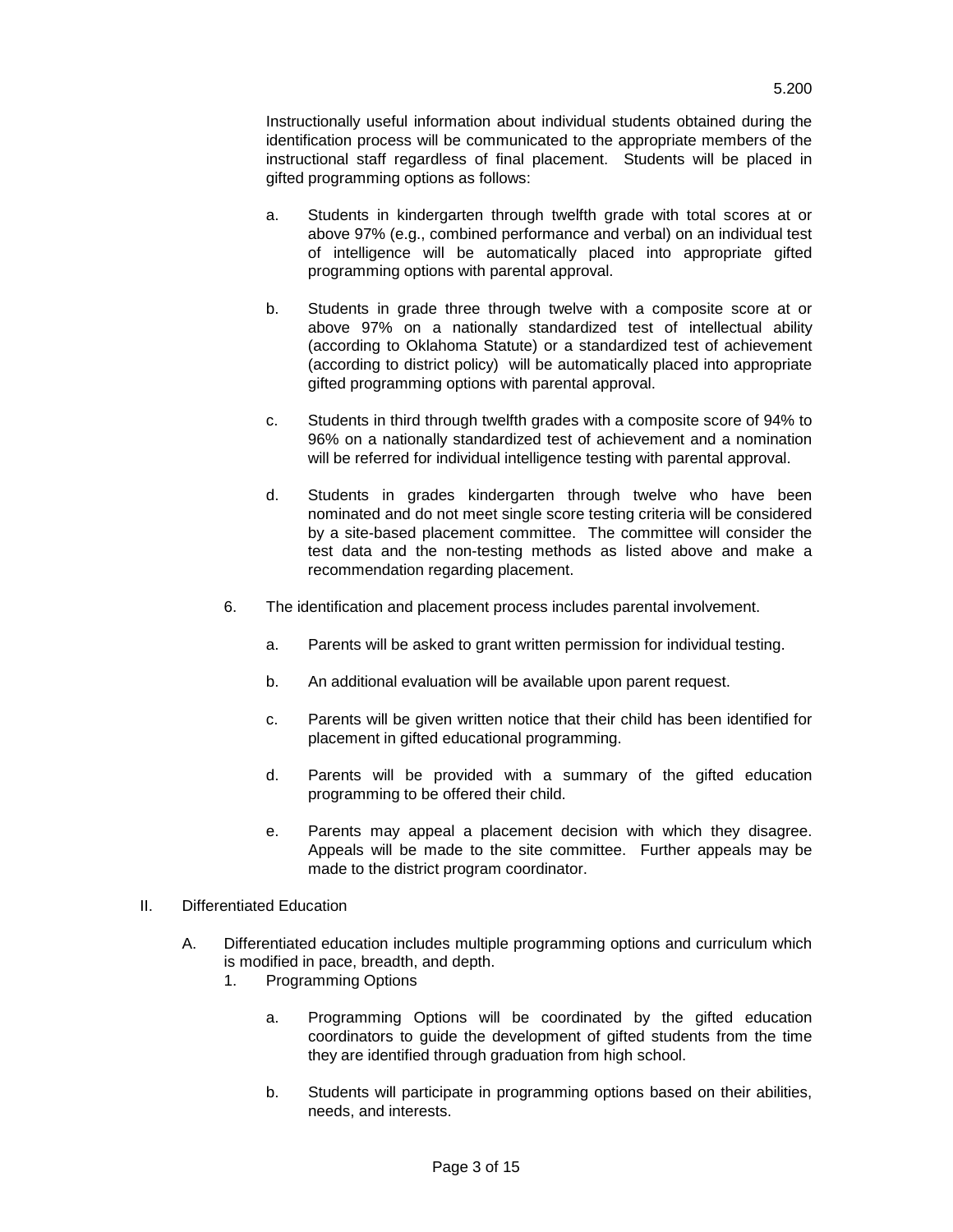Instructionally useful information about individual students obtained during the identification process will be communicated to the appropriate members of the instructional staff regardless of final placement. Students will be placed in gifted programming options as follows:

- a. Students in kindergarten through twelfth grade with total scores at or above 97% (e.g., combined performance and verbal) on an individual test of intelligence will be automatically placed into appropriate gifted programming options with parental approval.

- b. Students in grade three through twelve with a composite score at or above 97% on a nationally standardized test of intellectual ability (according to Oklahoma Statute) or a standardized test of achievement (according to district policy) will be automatically placed into appropriate gifted programming options with parental approval.

- c. Students in third through twelfth grades with a composite score of 94% to 96% on a nationally standardized test of achievement and a nomination will be referred for individual intelligence testing with parental approval.

- d. Students in grades kindergarten through twelve who have been nominated and do not meet single score testing criteria will be considered by a site-based placement committee. The committee will consider the test data and the non-testing methods as listed above and make a recommendation regarding placement.

6. The identification and placement process includes parental involvement.

   - a. Parents will be asked to grant written permission for individual testing.

   - b. An additional evaluation will be available upon parent request.

   - c. Parents will be given written notice that their child has been identified for placement in gifted educational programming.

   - d. Parents will be provided with a summary of the gifted education programming to be offered their child.

   - e. Parents may appeal a placement decision with which they disagree. Appeals will be made to the site committee. Further appeals may be made to the district program coordinator.

## II. Differentiated Education

A. Differentiated education includes multiple programming options and curriculum which is modified in pace, breadth, and depth.

1. Programming Options

   - a. Programming Options will be coordinated by the gifted education coordinators to guide the development of gifted students from the time they are identified through graduation from high school.

   - b. Students will participate in programming options based on their abilities, needs, and interests.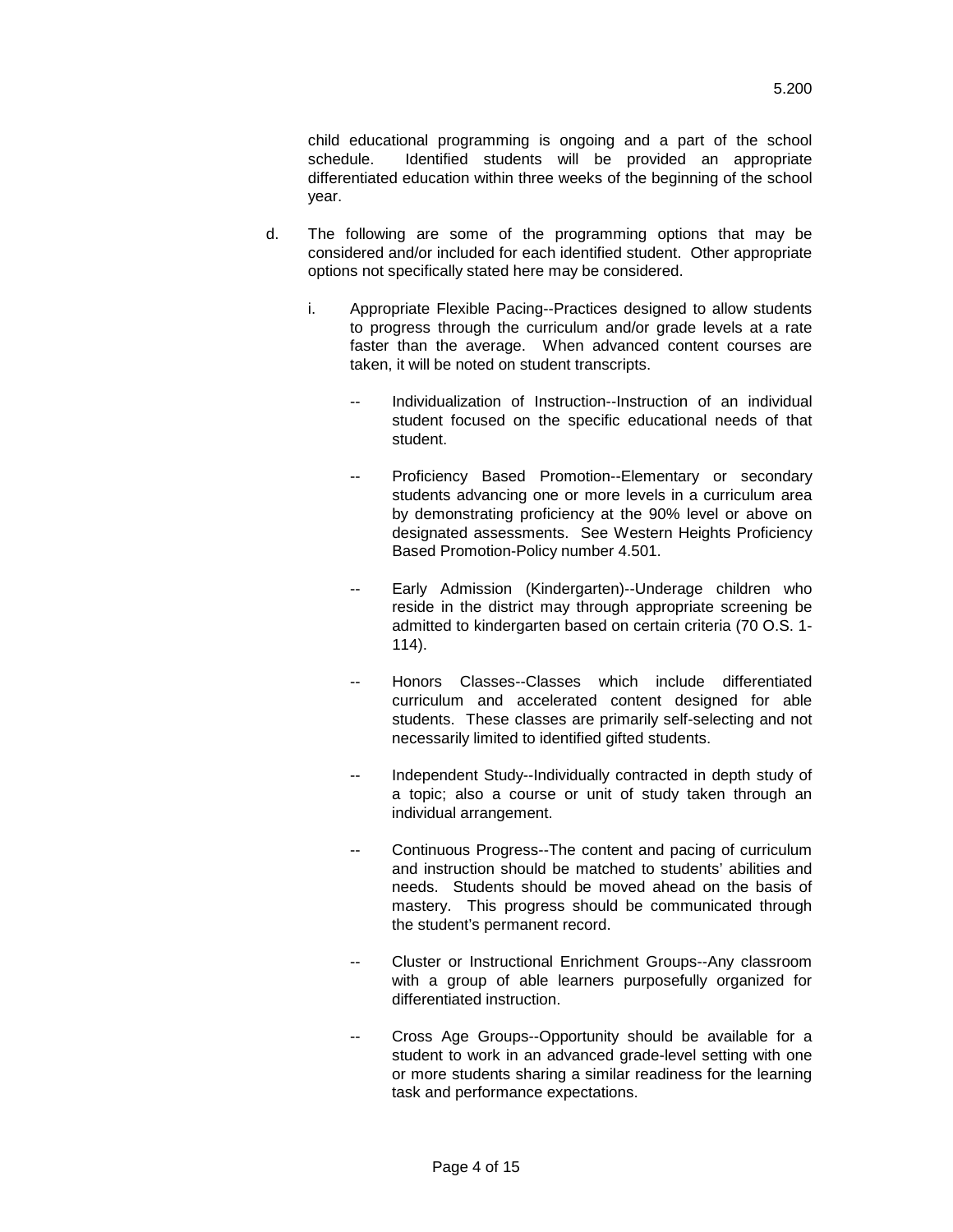child educational programming is ongoing and a part of the school schedule. Identified students will be provided an appropriate differentiated education within three weeks of the beginning of the school year.

d. The following are some of the programming options that may be considered and/or included for each identified student. Other appropriate options not specifically stated here may be considered.

   i. Appropriate Flexible Pacing--Practices designed to allow students to progress through the curriculum and/or grade levels at a rate faster than the average. When advanced content courses are taken, it will be noted on student transcripts.

      -- Individualization of Instruction--Instruction of an individual student focused on the specific educational needs of that student.

      -- Proficiency Based Promotion--Elementary or secondary students advancing one or more levels in a curriculum area by demonstrating proficiency at the 90% level or above on designated assessments. See Western Heights Proficiency Based Promotion-Policy number 4.501.

      -- Early Admission (Kindergarten)--Underage children who reside in the district may through appropriate screening be admitted to kindergarten based on certain criteria (70 O.S. 1-114).

      -- Honors Classes--Classes which include differentiated curriculum and accelerated content designed for able students. These classes are primarily self-selecting and not necessarily limited to identified gifted students.

      -- Independent Study--Individually contracted in depth study of a topic; also a course or unit of study taken through an individual arrangement.

      -- Continuous Progress--The content and pacing of curriculum and instruction should be matched to students' abilities and needs. Students should be moved ahead on the basis of mastery. This progress should be communicated through the student's permanent record.

      -- Cluster or Instructional Enrichment Groups--Any classroom with a group of able learners purposefully organized for differentiated instruction.

      -- Cross Age Groups--Opportunity should be available for a student to work in an advanced grade-level setting with one or more students sharing a similar readiness for the learning task and performance expectations.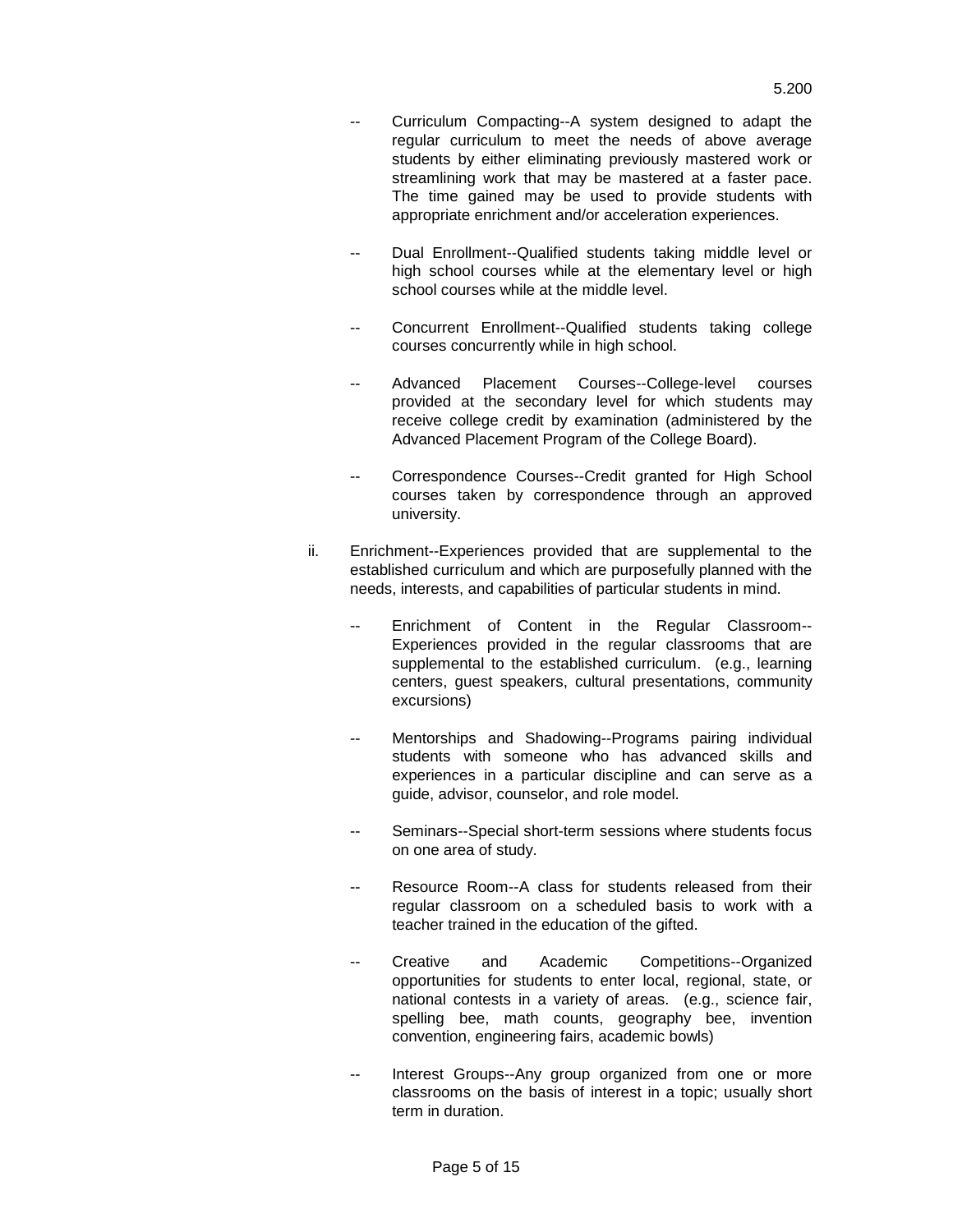- Curriculum Compacting--A system designed to adapt the regular curriculum to meet the needs of above average students by either eliminating previously mastered work or streamlining work that may be mastered at a faster pace. The time gained may be used to provide students with appropriate enrichment and/or acceleration experiences.

- Dual Enrollment--Qualified students taking middle level or high school courses while at the elementary level or high school courses while at the middle level.

- Concurrent Enrollment--Qualified students taking college courses concurrently while in high school.

- Advanced Placement Courses--College-level courses provided at the secondary level for which students may receive college credit by examination (administered by the Advanced Placement Program of the College Board).

- Correspondence Courses--Credit granted for High School courses taken by correspondence through an approved university.

ii. Enrichment--Experiences provided that are supplemental to the established curriculum and which are purposefully planned with the needs, interests, and capabilities of particular students in mind.

- Enrichment of Content in the Regular Classroom--Experiences provided in the regular classrooms that are supplemental to the established curriculum. (e.g., learning centers, guest speakers, cultural presentations, community excursions)

- Mentorships and Shadowing--Programs pairing individual students with someone who has advanced skills and experiences in a particular discipline and can serve as a guide, advisor, counselor, and role model.

- Seminars--Special short-term sessions where students focus on one area of study.

- Resource Room--A class for students released from their regular classroom on a scheduled basis to work with a teacher trained in the education of the gifted.

- Creative and Academic Competitions--Organized opportunities for students to enter local, regional, state, or national contests in a variety of areas. (e.g., science fair, spelling bee, math counts, geography bee, invention convention, engineering fairs, academic bowls)

- Interest Groups--Any group organized from one or more classrooms on the basis of interest in a topic; usually short term in duration.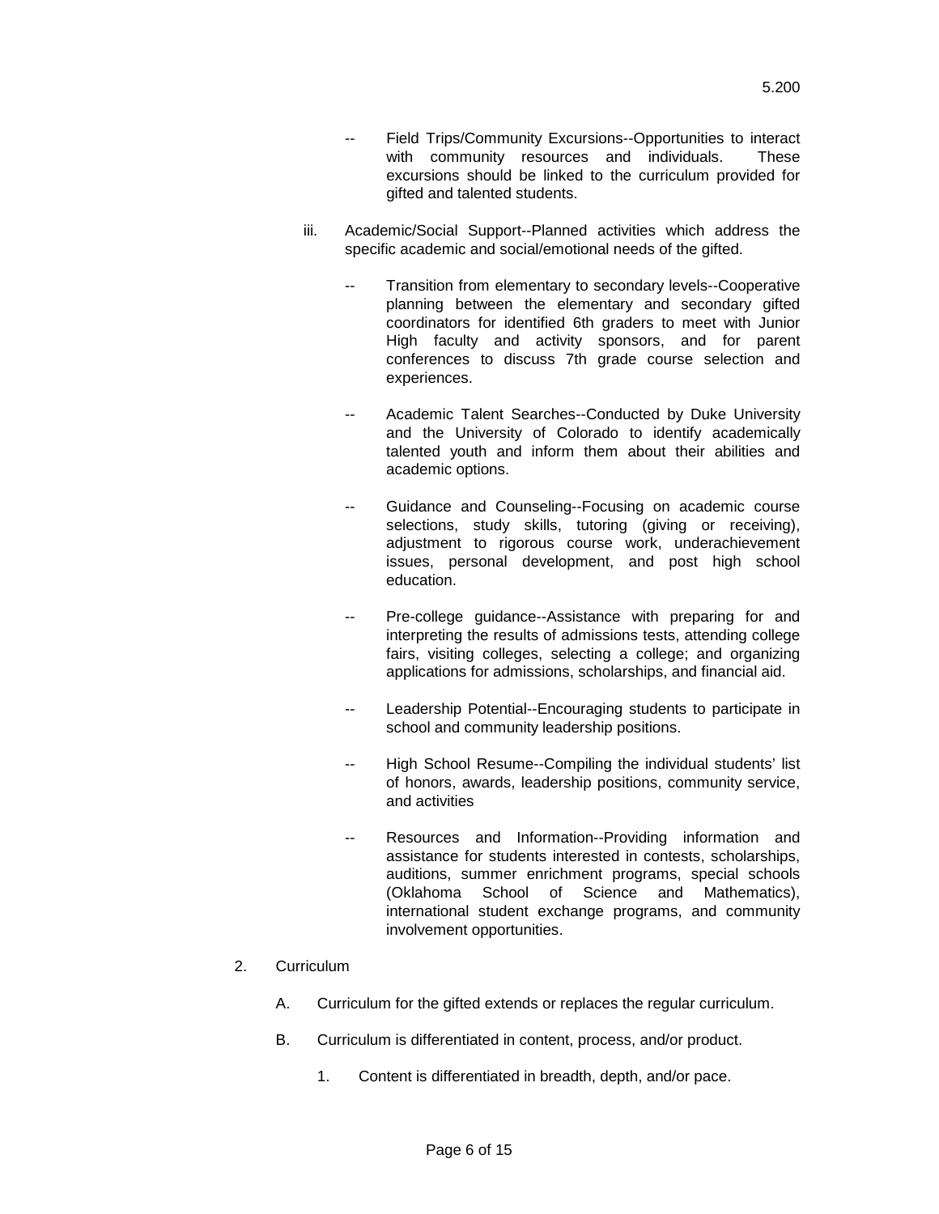- -- Field Trips/Community Excursions--Opportunities to interact with community resources and individuals. These excursions should be linked to the curriculum provided for gifted and talented students.

iii. Academic/Social Support--Planned activities which address the specific academic and social/emotional needs of the gifted.

- -- Transition from elementary to secondary levels--Cooperative planning between the elementary and secondary gifted coordinators for identified 6th graders to meet with Junior High faculty and activity sponsors, and for parent conferences to discuss 7th grade course selection and experiences.

- -- Academic Talent Searches--Conducted by Duke University and the University of Colorado to identify academically talented youth and inform them about their abilities and academic options.

- -- Guidance and Counseling--Focusing on academic course selections, study skills, tutoring (giving or receiving), adjustment to rigorous course work, underachievement issues, personal development, and post high school education.

- -- Pre-college guidance--Assistance with preparing for and interpreting the results of admissions tests, attending college fairs, visiting colleges, selecting a college; and organizing applications for admissions, scholarships, and financial aid.

- -- Leadership Potential--Encouraging students to participate in school and community leadership positions.

- -- High School Resume--Compiling the individual students' list of honors, awards, leadership positions, community service, and activities

- -- Resources and Information--Providing information and assistance for students interested in contests, scholarships, auditions, summer enrichment programs, special schools (Oklahoma School of Science and Mathematics), international student exchange programs, and community involvement opportunities.

2. Curriculum

   A. Curriculum for the gifted extends or replaces the regular curriculum.

   B. Curriculum is differentiated in content, process, and/or product.

      1. Content is differentiated in breadth, depth, and/or pace.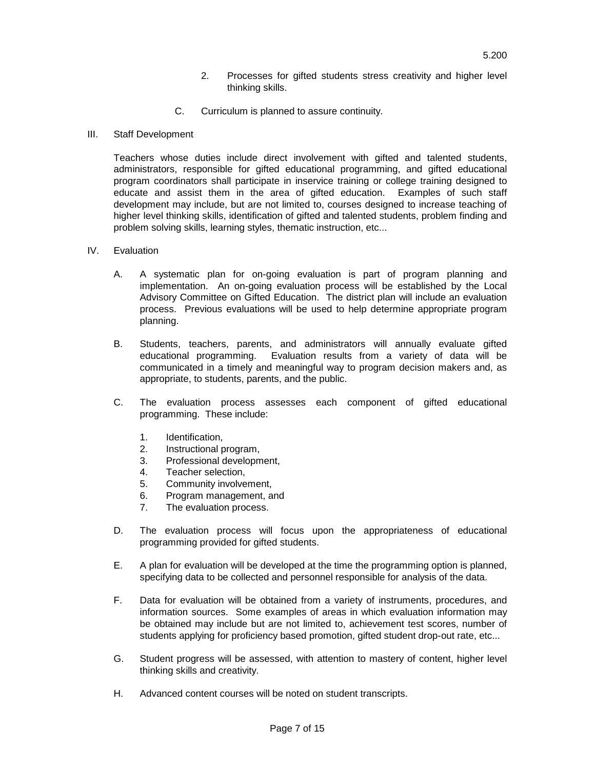2. Processes for gifted students stress creativity and higher level thinking skills.

C. Curriculum is planned to assure continuity.

III. Staff Development

Teachers whose duties include direct involvement with gifted and talented students, administrators, responsible for gifted educational programming, and gifted educational program coordinators shall participate in inservice training or college training designed to educate and assist them in the area of gifted education. Examples of such staff development may include, but are not limited to, courses designed to increase teaching of higher level thinking skills, identification of gifted and talented students, problem finding and problem solving skills, learning styles, thematic instruction, etc...

IV. Evaluation

A. A systematic plan for on-going evaluation is part of program planning and implementation. An on-going evaluation process will be established by the Local Advisory Committee on Gifted Education. The district plan will include an evaluation process. Previous evaluations will be used to help determine appropriate program planning.

B. Students, teachers, parents, and administrators will annually evaluate gifted educational programming. Evaluation results from a variety of data will be communicated in a timely and meaningful way to program decision makers and, as appropriate, to students, parents, and the public.

C. The evaluation process assesses each component of gifted educational programming. These include:

1. Identification,
2. Instructional program,
3. Professional development,
4. Teacher selection,
5. Community involvement,
6. Program management, and
7. The evaluation process.

D. The evaluation process will focus upon the appropriateness of educational programming provided for gifted students.

E. A plan for evaluation will be developed at the time the programming option is planned, specifying data to be collected and personnel responsible for analysis of the data.

F. Data for evaluation will be obtained from a variety of instruments, procedures, and information sources. Some examples of areas in which evaluation information may be obtained may include but are not limited to, achievement test scores, number of students applying for proficiency based promotion, gifted student drop-out rate, etc...

G. Student progress will be assessed, with attention to mastery of content, higher level thinking skills and creativity.

H. Advanced content courses will be noted on student transcripts.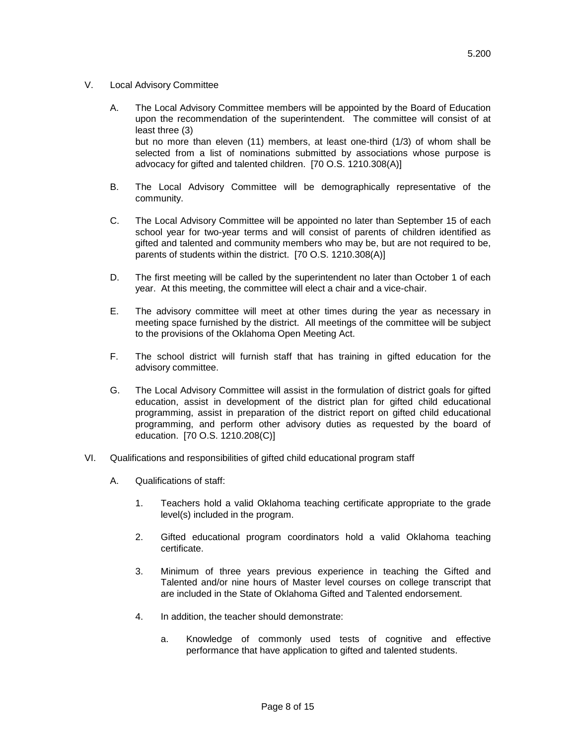V. Local Advisory Committee

A. The Local Advisory Committee members will be appointed by the Board of Education upon the recommendation of the superintendent. The committee will consist of at least three (3) but no more than eleven (11) members, at least one-third (1/3) of whom shall be selected from a list of nominations submitted by associations whose purpose is advocacy for gifted and talented children. [70 O.S. 1210.308(A)]

B. The Local Advisory Committee will be demographically representative of the community.

C. The Local Advisory Committee will be appointed no later than September 15 of each school year for two-year terms and will consist of parents of children identified as gifted and talented and community members who may be, but are not required to be, parents of students within the district. [70 O.S. 1210.308(A)]

D. The first meeting will be called by the superintendent no later than October 1 of each year. At this meeting, the committee will elect a chair and a vice-chair.

E. The advisory committee will meet at other times during the year as necessary in meeting space furnished by the district. All meetings of the committee will be subject to the provisions of the Oklahoma Open Meeting Act.

F. The school district will furnish staff that has training in gifted education for the advisory committee.

G. The Local Advisory Committee will assist in the formulation of district goals for gifted education, assist in development of the district plan for gifted child educational programming, assist in preparation of the district report on gifted child educational programming, and perform other advisory duties as requested by the board of education. [70 O.S. 1210.208(C)]

VI. Qualifications and responsibilities of gifted child educational program staff

A. Qualifications of staff:

1. Teachers hold a valid Oklahoma teaching certificate appropriate to the grade level(s) included in the program.

2. Gifted educational program coordinators hold a valid Oklahoma teaching certificate.

3. Minimum of three years previous experience in teaching the Gifted and Talented and/or nine hours of Master level courses on college transcript that are included in the State of Oklahoma Gifted and Talented endorsement.

4. In addition, the teacher should demonstrate:

   a. Knowledge of commonly used tests of cognitive and effective performance that have application to gifted and talented students.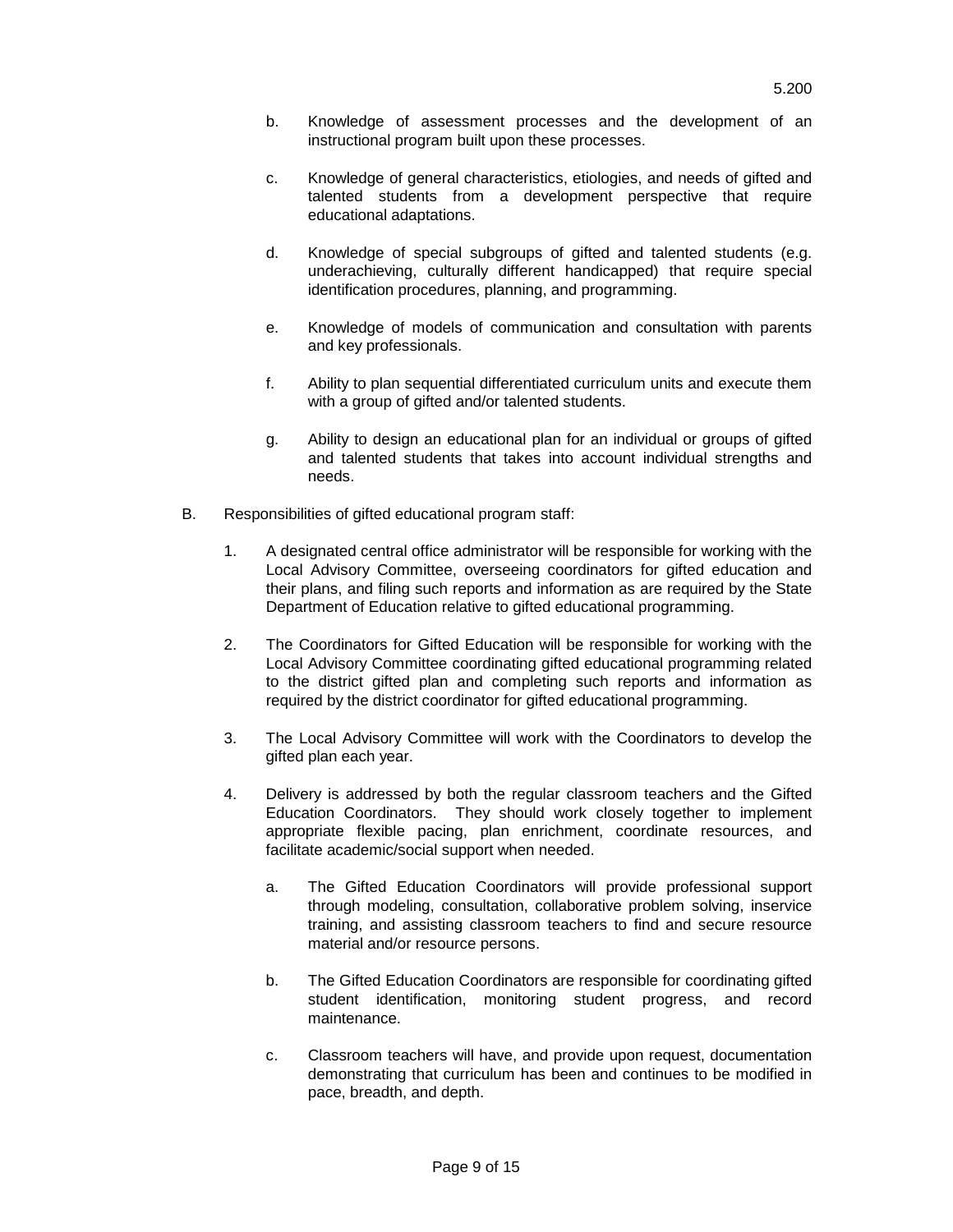b. Knowledge of assessment processes and the development of an instructional program built upon these processes.

c. Knowledge of general characteristics, etiologies, and needs of gifted and talented students from a development perspective that require educational adaptations.

d. Knowledge of special subgroups of gifted and talented students (e.g. underachieving, culturally different handicapped) that require special identification procedures, planning, and programming.

e. Knowledge of models of communication and consultation with parents and key professionals.

f. Ability to plan sequential differentiated curriculum units and execute them with a group of gifted and/or talented students.

g. Ability to design an educational plan for an individual or groups of gifted and talented students that takes into account individual strengths and needs.

B. Responsibilities of gifted educational program staff:

1. A designated central office administrator will be responsible for working with the Local Advisory Committee, overseeing coordinators for gifted education and their plans, and filing such reports and information as are required by the State Department of Education relative to gifted educational programming.

2. The Coordinators for Gifted Education will be responsible for working with the Local Advisory Committee coordinating gifted educational programming related to the district gifted plan and completing such reports and information as required by the district coordinator for gifted educational programming.

3. The Local Advisory Committee will work with the Coordinators to develop the gifted plan each year.

4. Delivery is addressed by both the regular classroom teachers and the Gifted Education Coordinators. They should work closely together to implement appropriate flexible pacing, plan enrichment, coordinate resources, and facilitate academic/social support when needed.

   a. The Gifted Education Coordinators will provide professional support through modeling, consultation, collaborative problem solving, inservice training, and assisting classroom teachers to find and secure resource material and/or resource persons.

   b. The Gifted Education Coordinators are responsible for coordinating gifted student identification, monitoring student progress, and record maintenance.

   c. Classroom teachers will have, and provide upon request, documentation demonstrating that curriculum has been and continues to be modified in pace, breadth, and depth.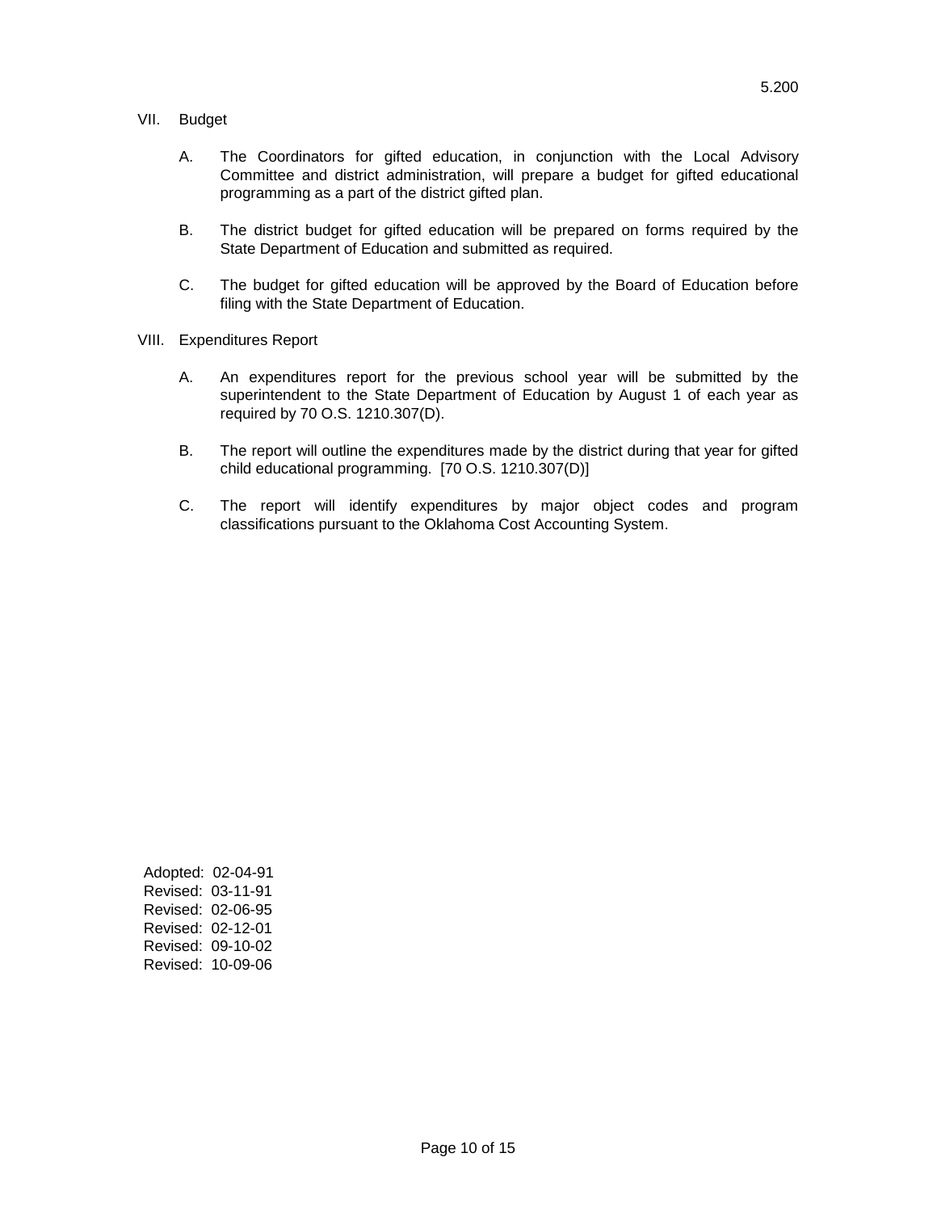## VII. Budget

A. The Coordinators for gifted education, in conjunction with the Local Advisory Committee and district administration, will prepare a budget for gifted educational programming as a part of the district gifted plan.

B. The district budget for gifted education will be prepared on forms required by the State Department of Education and submitted as required.

C. The budget for gifted education will be approved by the Board of Education before filing with the State Department of Education.

## VIII. Expenditures Report

A. An expenditures report for the previous school year will be submitted by the superintendent to the State Department of Education by August 1 of each year as required by 70 O.S. 1210.307(D).

B. The report will outline the expenditures made by the district during that year for gifted child educational programming. [70 O.S. 1210.307(D)]

C. The report will identify expenditures by major object codes and program classifications pursuant to the Oklahoma Cost Accounting System.

Adopted: 02-04-91
Revised: 03-11-91
Revised: 02-06-95
Revised: 02-12-01
Revised: 09-10-02
Revised: 10-09-06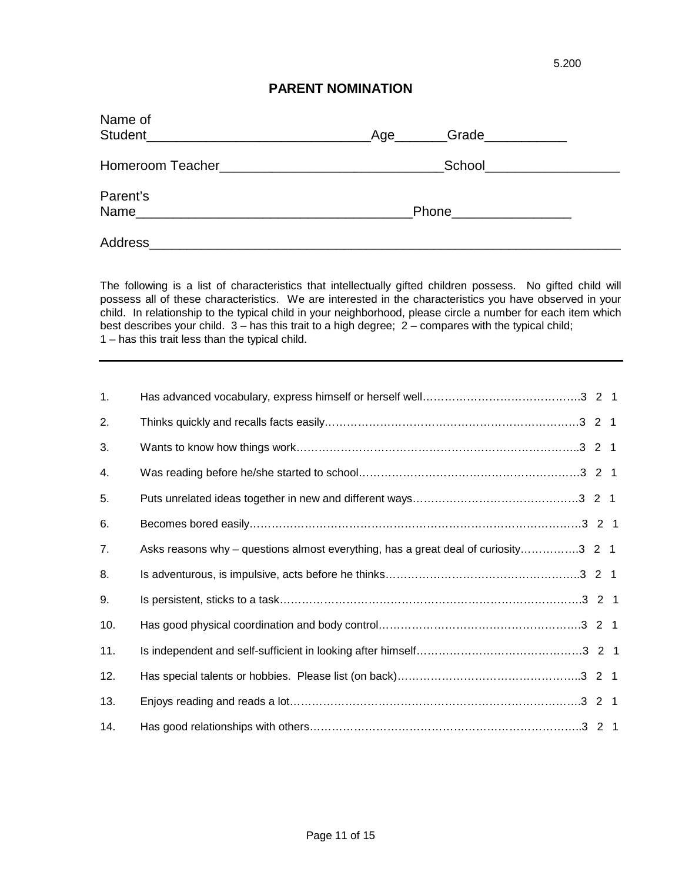5.200

# PARENT NOMINATION

Name of Student_____________________________Age_______Grade___________

Homeroom Teacher_____________________________School_________________

Parent's Name___________________________________Phone_______________

Address_____________________________________________________________

The following is a list of characteristics that intellectually gifted children possess. No gifted child will possess all of these characteristics. We are interested in the characteristics you have observed in your child. In relationship to the typical child in your neighborhood, please circle a number for each item which best describes your child. 3 – has this trait to a high degree; 2 – compares with the typical child; 1 – has this trait less than the typical child.

---

1. Has advanced vocabulary, express himself or herself well……………………………………3 2 1
2. Thinks quickly and recalls facts easily…………………………………………………………3 2 1
3. Wants to know how things work…………………………………………………………………..3 2 1
4. Was reading before he/she started to school…………………………………………………3 2 1
5. Puts unrelated ideas together in new and different ways………………………………………3 2 1
6. Becomes bored easily………………………………………………………………………………3 2 1
7. Asks reasons why – questions almost everything, has a great deal of curiosity…………….3 2 1
8. Is adventurous, is impulsive, acts before he thinks……………………………………………..3 2 1
9. Is persistent, sticks to a task……………………………………………………………………….3 2 1
10. Has good physical coordination and body control………………………………………………3 2 1
11. Is independent and self-sufficient in looking after himself……………………………………….3 2 1
12. Has special talents or hobbies. Please list (on back)……………………………………………..3 2 1
13. Enjoys reading and reads a lot…………………………………………………………………….3 2 1
14. Has good relationships with others………………………………………………………………..3 2 1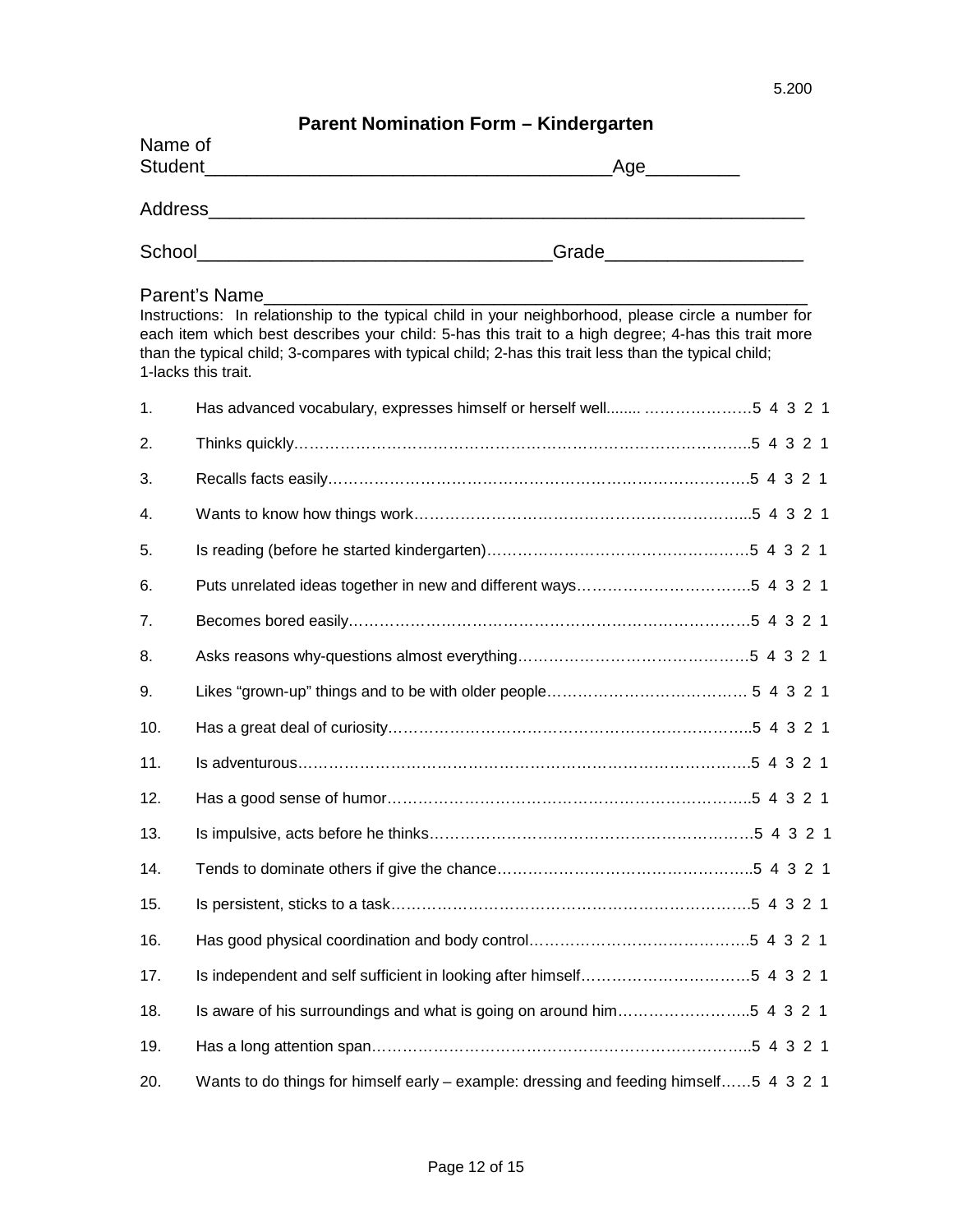5.200

## Parent Nomination Form – Kindergarten

Name of Student_______________________________________Age_________

Address__________________________________________________________

School__________________________________Grade__________________

Parent's Name______________________________________________________

Instructions: In relationship to the typical child in your neighborhood, please circle a number for each item which best describes your child: 5-has this trait to a high degree; 4-has this trait more than the typical child; 3-compares with typical child; 2-has this trait less than the typical child; 1-lacks this trait.

1. Has advanced vocabulary, expresses himself or herself well........ ………………….5 4 3 2 1
2. Thinks quickly……………………………………………………………………………..5 4 3 2 1
3. Recalls facts easily………………………………………………………………………5 4 3 2 1
4. Wants to know how things work………………………………………………………....5 4 3 2 1
5. Is reading (before he started kindergarten)…………………………………………….5 4 3 2 1
6. Puts unrelated ideas together in new and different ways……………………………5 4 3 2 1
7. Becomes bored easily……………………………………………………………………5 4 3 2 1
8. Asks reasons why-questions almost everything………………………………………5 4 3 2 1
9. Likes "grown-up" things and to be with older people………………………………… 5 4 3 2 1
10. Has a great deal of curiosity……………………………………………………………..5 4 3 2 1
11. Is adventurous……………………………………………………………………………5 4 3 2 1
12. Has a good sense of humor……………………………………………………………..5 4 3 2 1
13. Is impulsive, acts before he thinks………………………………………………………5 4 3 2 1
14. Tends to dominate others if give the chance…………………………………………..5 4 3 2 1
15. Is persistent, sticks to a task……………………………………………………………5 4 3 2 1
16. Has good physical coordination and body control……………………………………5 4 3 2 1
17. Is independent and self sufficient in looking after himself……………………………5 4 3 2 1
18. Is aware of his surroundings and what is going on around him……………………..5 4 3 2 1
19. Has a long attention span………………………………………………………………..5 4 3 2 1
20. Wants to do things for himself early – example: dressing and feeding himself……5 4 3 2 1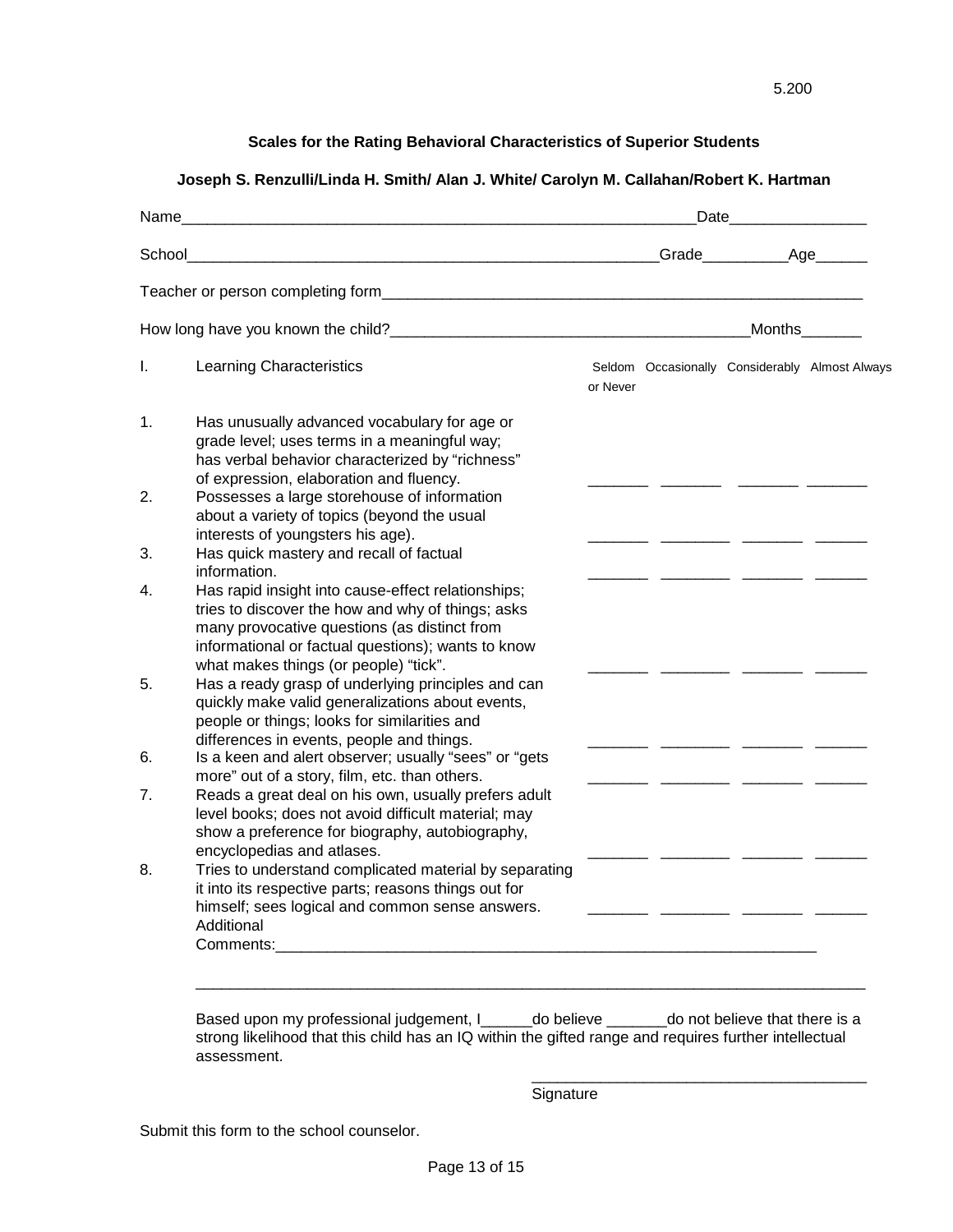5.200

**Scales for the Rating Behavioral Characteristics of Superior Students**

**Joseph S. Renzulli/Linda H. Smith/ Alan J. White/ Carolyn M. Callahan/Robert K. Hartman**

Name______________________________________________________________Date________________

School_________________________________________________________Grade__________Age______

Teacher or person completing form__________________________________________________________

How long have you known the child?__________________________________________Months_______

| I. Learning Characteristics | Seldom or Never | Occasionally | Considerably | Almost Always |
|---|---|---|---|---|
| 1. Has unusually advanced vocabulary for age or grade level; uses terms in a meaningful way; has verbal behavior characterized by "richness" of expression, elaboration and fluency. | _______ | _______ | _______ | _______ |
| 2. Possesses a large storehouse of information about a variety of topics (beyond the usual interests of youngsters his age). | _______ | ________ | _______ | ______ |
| 3. Has quick mastery and recall of factual information. | _______ | ________ | _______ | ______ |
| 4. Has rapid insight into cause-effect relationships; tries to discover the how and why of things; asks many provocative questions (as distinct from informational or factual questions); wants to know what makes things (or people) "tick". | _______ | ________ | _______ | ______ |
| 5. Has a ready grasp of underlying principles and can quickly make valid generalizations about events, people or things; looks for similarities and differences in events, people and things. | _______ | ________ | _______ | ______ |
| 6. Is a keen and alert observer; usually "sees" or "gets more" out of a story, film, etc. than others. | _______ | ________ | _______ | ______ |
| 7. Reads a great deal on his own, usually prefers adult level books; does not avoid difficult material; may show a preference for biography, autobiography, encyclopedias and atlases. | _______ | ________ | _______ | ______ |
| 8. Tries to understand complicated material by separating it into its respective parts; reasons things out for himself; sees logical and common sense answers. | _______ | ________ | _______ | ______ |

Additional Comments:_________________________________________________________________

_______________________________________________________________________________

Based upon my professional judgement, I______do believe _______do not believe that there is a strong likelihood that this child has an IQ within the gifted range and requires further intellectual assessment.

________________________________________
Signature

Submit this form to the school counselor.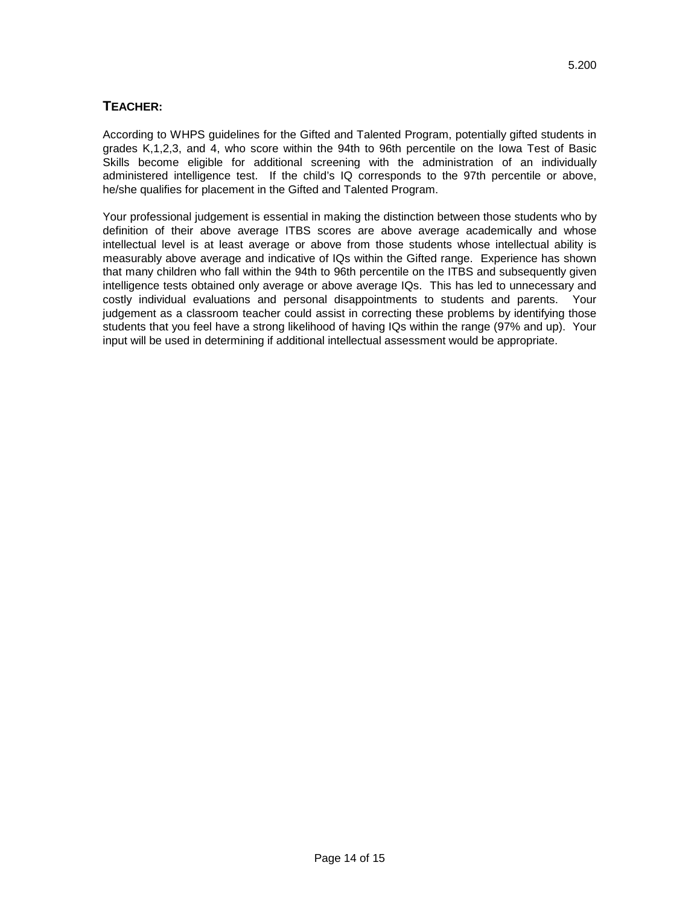## TEACHER:

According to WHPS guidelines for the Gifted and Talented Program, potentially gifted students in grades K,1,2,3, and 4, who score within the 94th to 96th percentile on the Iowa Test of Basic Skills become eligible for additional screening with the administration of an individually administered intelligence test. If the child's IQ corresponds to the 97th percentile or above, he/she qualifies for placement in the Gifted and Talented Program.

Your professional judgement is essential in making the distinction between those students who by definition of their above average ITBS scores are above average academically and whose intellectual level is at least average or above from those students whose intellectual ability is measurably above average and indicative of IQs within the Gifted range. Experience has shown that many children who fall within the 94th to 96th percentile on the ITBS and subsequently given intelligence tests obtained only average or above average IQs. This has led to unnecessary and costly individual evaluations and personal disappointments to students and parents. Your judgement as a classroom teacher could assist in correcting these problems by identifying those students that you feel have a strong likelihood of having IQs within the range (97% and up). Your input will be used in determining if additional intellectual assessment would be appropriate.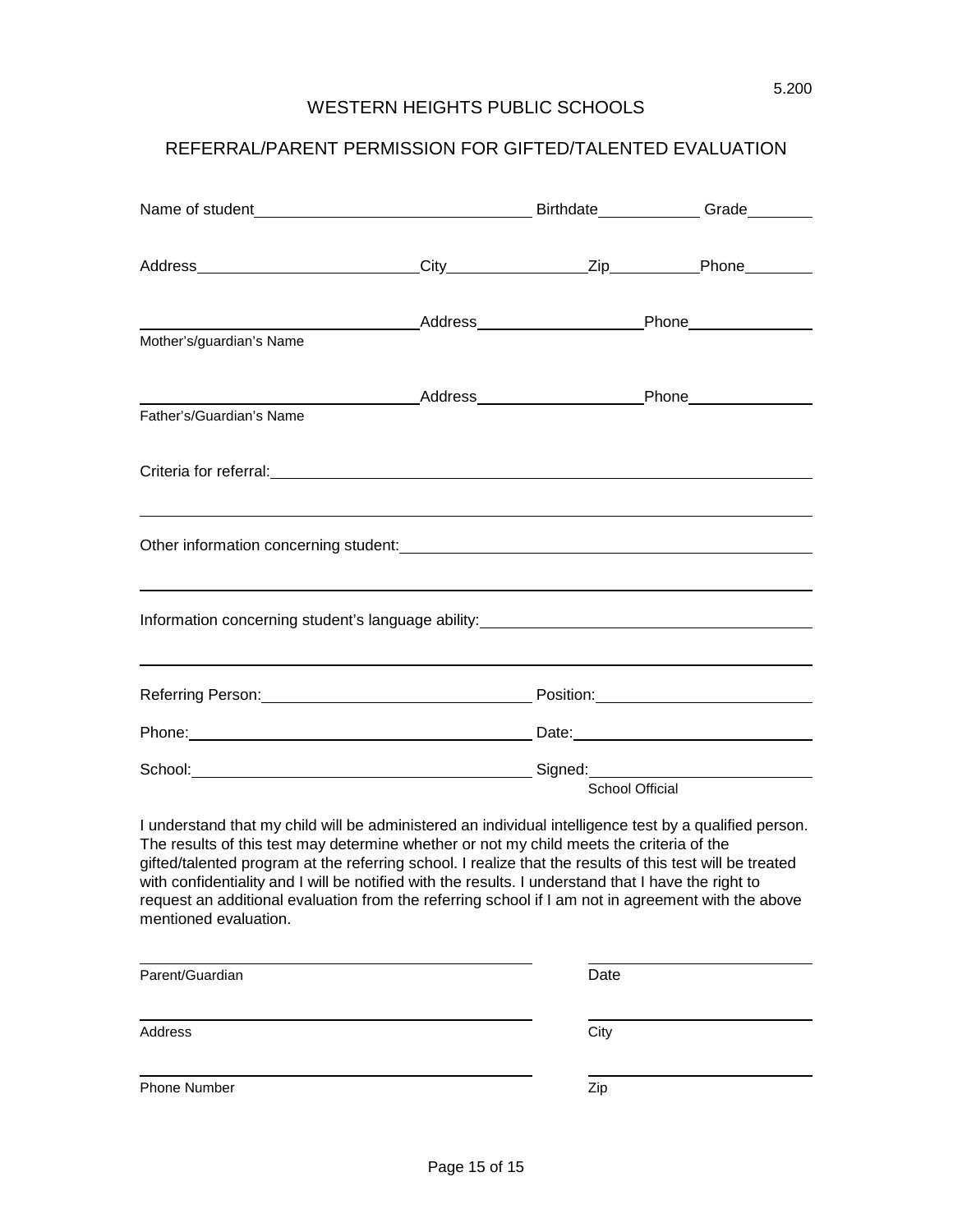5.200

# WESTERN HEIGHTS PUBLIC SCHOOLS

## REFERRAL/PARENT PERMISSION FOR GIFTED/TALENTED EVALUATION

Name of student________________________________ Birthdate____________ Grade________

Address__________________________City_________________Zip___________Phone_________

________________________________Address____________________Phone_______________
Mother's/guardian's Name

________________________________Address____________________Phone_______________
Father's/Guardian's Name

Criteria for referral:_____________________________________________________________

___________________________________________________________________________

Other information concerning student:________________________________________________

___________________________________________________________________________

Information concerning student's language ability:_________________________________________

___________________________________________________________________________

Referring Person:______________________________ Position:________________________

Phone:_______________________________________ Date:___________________________

School:______________________________________ Signed:_________________________
School Official

I understand that my child will be administered an individual intelligence test by a qualified person. The results of this test may determine whether or not my child meets the criteria of the gifted/talented program at the referring school. I realize that the results of this test will be treated with confidentiality and I will be notified with the results. I understand that I have the right to request an additional evaluation from the referring school if I am not in agreement with the above mentioned evaluation.

______________________________________________ ___________________________
Parent/Guardian Date

______________________________________________ ___________________________
Address City

______________________________________________ ___________________________
Phone Number Zip